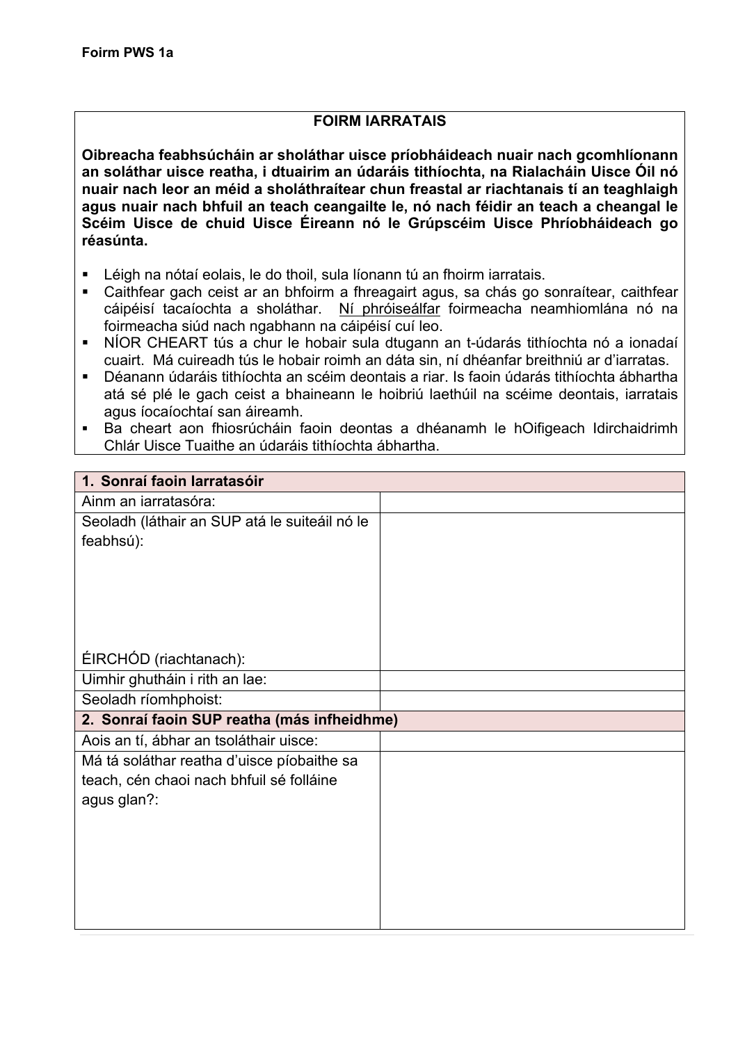Foirm PWS 1a

## FOIRM IARRATAIS

**Oibreacha feabhsúcháin ar sholáthar uisce príobháideach nuair nach gcomhlíonann an soláthar uisce reatha, i dtuairim an údaráis tithíochta, na Rialacháin Uisce Óil nó nuair nach leor an méid a sholáthraítear chun freastal ar riachtanais tí an teaghlaigh agus nuair nach bhfuil an teach ceangailte le, nó nach féidir an teach a cheangal le Scéim Uisce de chuid Uisce Éireann nó le Grúpscéim Uisce Phríobháideach go réasúnta.**

- Léigh na nótaí eolais, le do thoil, sula líonann tú an fhoirm iarratais.
- Caithfear gach ceist ar an bhfoirm a fhreagairt agus, sa chás go sonraítear, caithfear cáipéisí tacaíochta a sholáthar. Ní phróiseálfar foirmeacha neamhiomlána nó na foirmeacha siúd nach ngabhann na cáipéisí cuí leo.
- NÍOR CHEART tús a chur le hobair sula dtugann an t-údarás tithíochta nó a ionadaí cuairt. Má cuireadh tús le hobair roimh an dáta sin, ní dhéanfar breithniú ar d'iarratas.
- Déanann údaráis tithíochta an scéim deontais a riar. Is faoin údarás tithíochta ábhartha atá sé plé le gach ceist a bhaineann le hoibriú laethúil na scéime deontais, iarratais agus íocaíochtaí san áireamh.
- Ba cheart aon fhiosrúcháin faoin deontas a dhéanamh le hOifigeach Idirchaidrimh Chlár Uisce Tuaithe an údaráis tithíochta ábhartha.

| **1. Sonraí faoin Iarratasóir** | |
|---|---|
| Ainm an iarratasóra: | |
| Seoladh (láthair an SUP atá le suiteáil nó le feabhsú): <br><br> ÉIRCHÓD (riachtanach): | |
| Uimhir ghutháin i rith an lae: | |
| Seoladh ríomhphoist: | |
| **2. Sonraí faoin SUP reatha (más infheidhme)** | |
| Aois an tí, ábhar an tsoláthair uisce: | |
| Má tá soláthar reatha d'uisce píobaithe sa teach, cén chaoi nach bhfuil sé folláine agus glan?: | |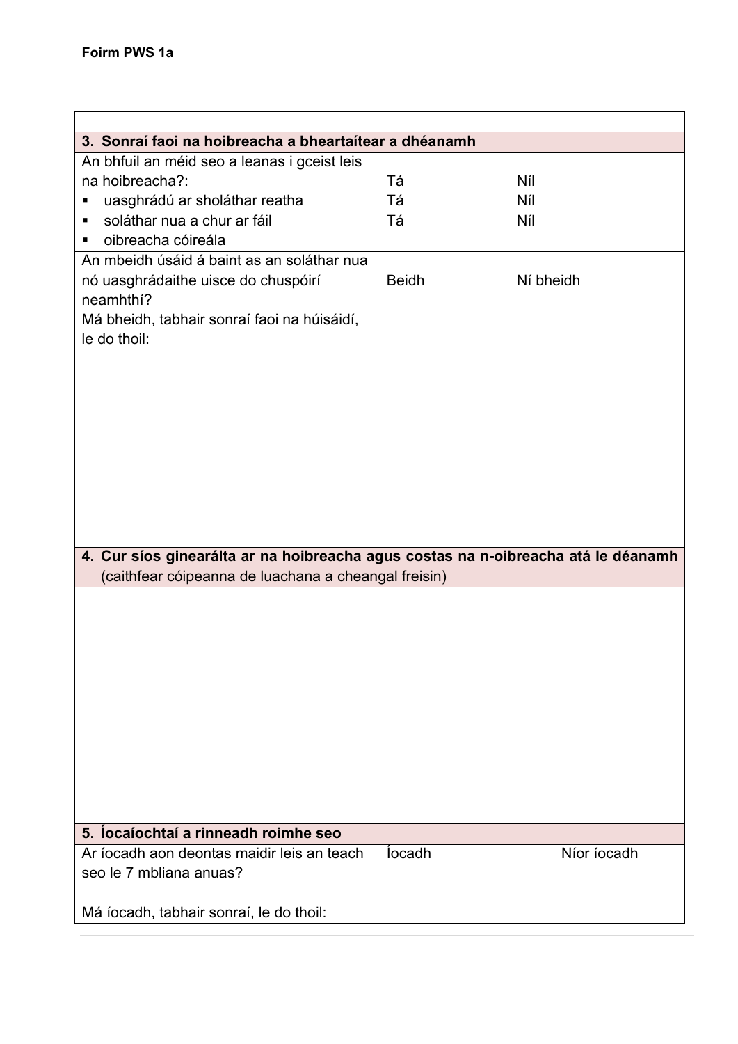Foirm PWS 1a

| | |
|---|---|
| **3. Sonraí faoi na hoibreacha a bheartaítear a dhéanamh** | |
| An bhfuil an méid seo a leanas i gceist leis na hoibreacha?:<br>▪ uasghrádú ar sholáthar reatha<br>▪ soláthar nua a chur ar fáil<br>▪ oibreacha cóireála | Tá Níl<br>Tá Níl<br>Tá Níl |
| An mbeidh úsáid á baint as an soláthar nua nó uasghrádaithe uisce do chuspóirí neamhthí?<br>Má bheidh, tabhair sonraí faoi na húisáidí, le do thoil: | Beidh Ní bheidh |
| **4. Cur síos ginearálta ar na hoibreacha agus costas na n-oibreacha atá le déanamh** (caithfear cóipeanna de luachana a cheangal freisin) | |
| | |
| **5. Íocaíochtaí a rinneadh roimhe seo** | |
| Ar íocadh aon deontas maidir leis an teach seo le 7 mbliana anuas?<br><br>Má íocadh, tabhair sonraí, le do thoil: | Íocadh Níor íocadh |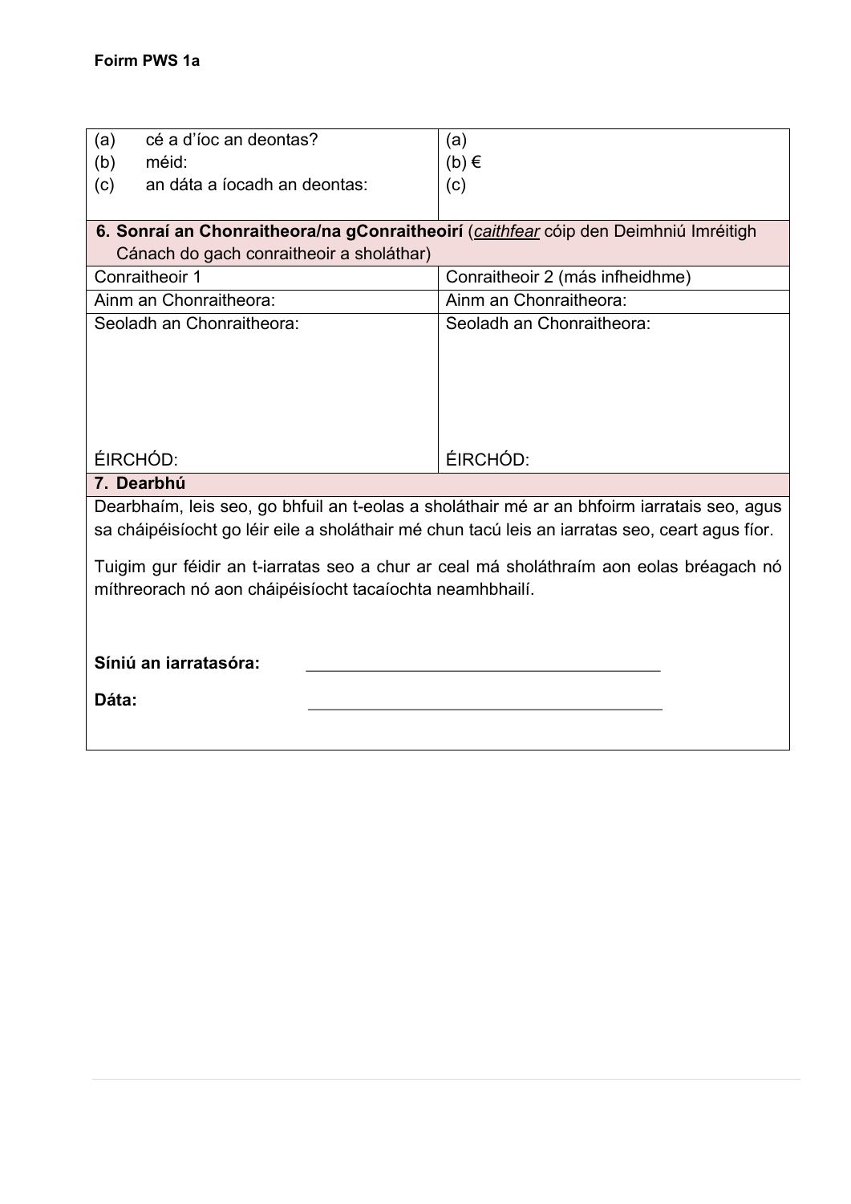Foirm PWS 1a

| (a) cé a d'íoc an deontas?<br>(b) méid:<br>(c) an dáta a íocadh an deontas: | (a)<br>(b) €<br>(c) |
|---|---|
| **6. Sonraí an Chonraitheora/na gConraitheoirí** (*caithfear* cóip den Deimhniú Imréitigh Cánach do gach conraitheoir a sholáthar) | |
| Conraitheoir 1 | Conraitheoir 2 (más infheidhme) |
| Ainm an Chonraitheora: | Ainm an Chonraitheora: |
| Seoladh an Chonraitheora:<br><br><br><br><br>ÉIRCHÓD: | Seoladh an Chonraitheora:<br><br><br><br><br>ÉIRCHÓD: |

**7. Dearbhú**

Dearbhaím, leis seo, go bhfuil an t-eolas a sholáthair mé ar an bhfoirm iarratais seo, agus sa cháipéisíocht go léir eile a sholáthair mé chun tacú leis an iarratas seo, ceart agus fíor.

Tuigim gur féidir an t-iarratas seo a chur ar ceal má sholáthraím aon eolas bréagach nó míthreorach nó aon cháipéisíocht tacaíochta neamhbhailí.

**Síniú an iarratasóra:** ________________________________________

**Dáta:** ________________________________________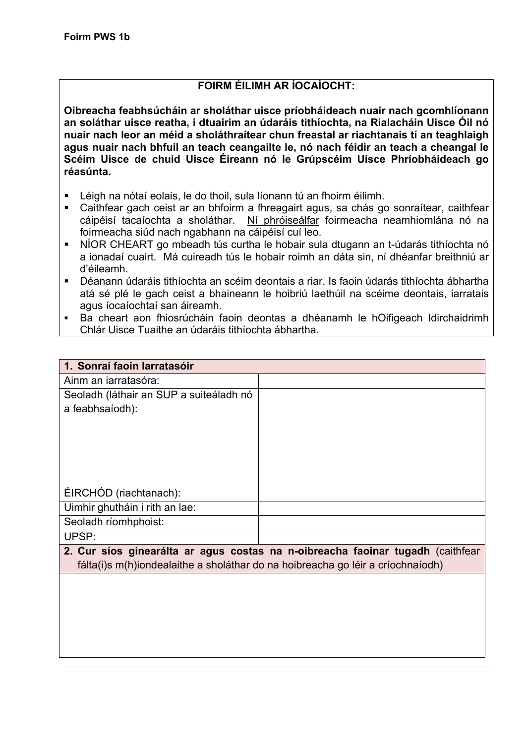Foirm PWS 1b

| FOIRM ÉILIMH AR ÍOCAÍOCHT: |
| --- |
| **Oibreacha feabhsúcháin ar sholáthar uisce príobháideach nuair nach gcomhlíonann an soláthar uisce reatha, i dtuairim an údaráis tithíochta, na Rialacháin Uisce Óil nó nuair nach leor an méid a sholáthraítear chun freastal ar riachtanais tí an teaghlaigh agus nuair nach bhfuil an teach ceangailte le, nó nach féidir an teach a cheangal le Scéim Uisce de chuid Uisce Éireann nó le Grúpscéim Uisce Phríobháideach go réasúnta.** |

- Léigh na nótaí eolais, le do thoil, sula líonann tú an fhoirm éilimh.
- Caithfear gach ceist ar an bhfoirm a fhreagairt agus, sa chás go sonraítear, caithfear cáipéisí tacaíochta a sholáthar. Ní phróiseálfar foirmeacha neamhiomlána nó na foirmeacha siúd nach ngabhann na cáipéisí cuí leo.
- NÍOR CHEART go mbeadh tús curtha le hobair sula dtugann an t-údarás tithíochta nó a ionadaí cuairt. Má cuireadh tús le hobair roimh an dáta sin, ní dhéanfar breithniú ar d'éileamh.
- Déanann údaráis tithíochta an scéim deontais a riar. Is faoin údarás tithíochta ábhartha atá sé plé le gach ceist a bhaineann le hoibriú laethúil na scéime deontais, iarratais agus íocaíochtaí san áireamh.
- Ba cheart aon fhiosrúcháin faoin deontas a dhéanamh le hOifigeach Idirchaidrimh Chlár Uisce Tuaithe an údaráis tithíochta ábhartha.

| **1. Sonraí faoin Iarratasóir** | |
| --- | --- |
| Ainm an iarratasóra: | |
| Seoladh (láthair an SUP a suiteáladh nó a feabhsaíodh):<br><br>ÉIRCHÓD (riachtanach): | |
| Uimhir ghutháin i rith an lae: | |
| Seoladh ríomhphoist: | |
| UPSP: | |
| **2. Cur síos ginearálta ar agus costas na n-oibreacha faoinar tugadh** (caithfear fálta(i)s m(h)iondealaithe a sholáthar do na hoibreacha go léir a críochnaíodh) | |
| | |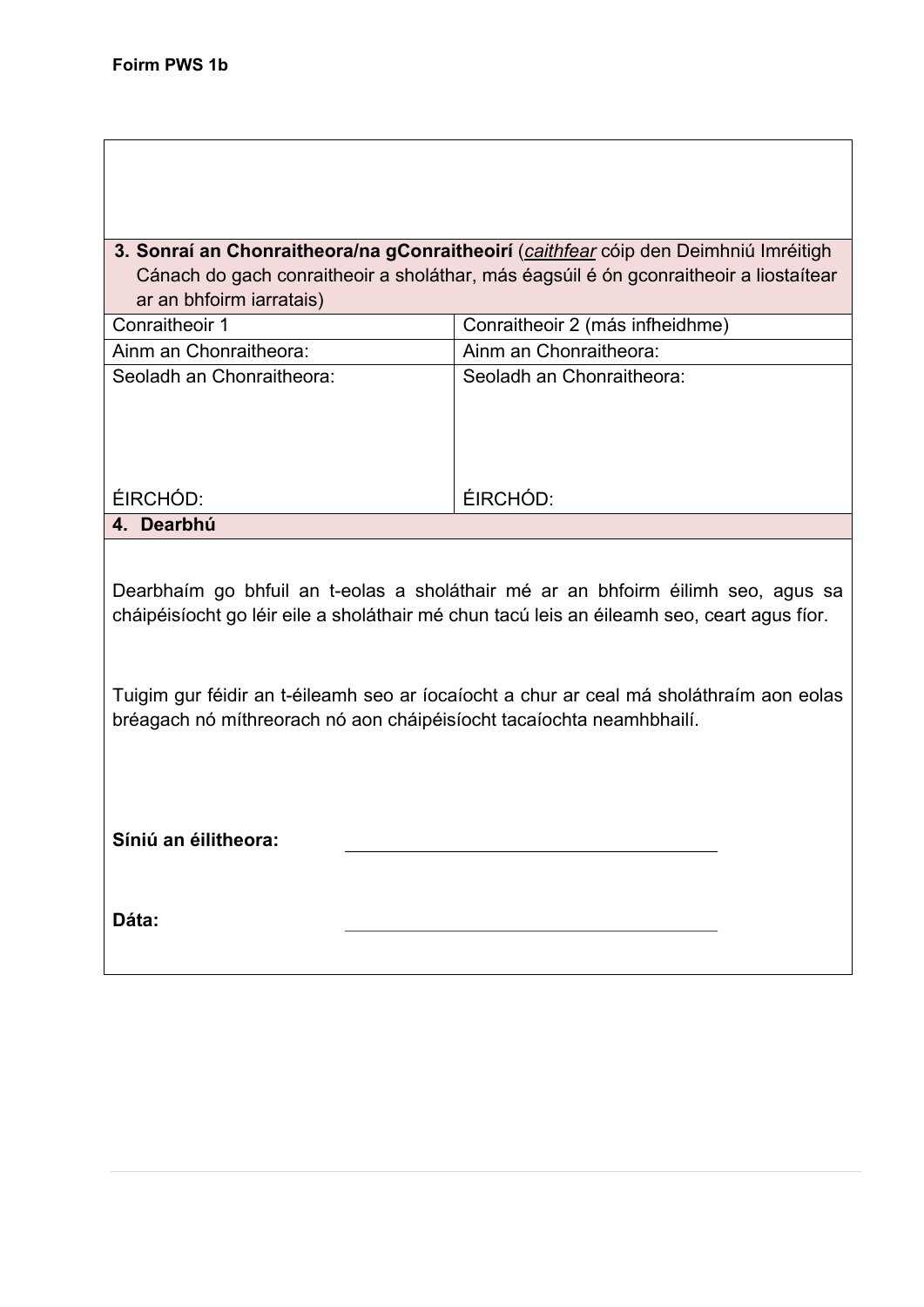Foirm PWS 1b

| | |
|---|---|
| | |
| **3. Sonraí an Chonraitheora/na gConraitheoirí** (*caithfear* cóip den Deimhniú Imréitigh Cánach do gach conraitheoir a sholáthar, más éagsúil é ón gconraitheoir a liostaítear ar an bhfoirm iarratais) | |
| Conraitheoir 1 | Conraitheoir 2 (más infheidhme) |
| Ainm an Chonraitheora: | Ainm an Chonraitheora: |
| Seoladh an Chonraitheora:<br><br><br><br>ÉIRCHÓD: | Seoladh an Chonraitheora:<br><br><br><br>ÉIRCHÓD: |

**4. Dearbhú**

Dearbhaím go bhfuil an t-eolas a sholáthair mé ar an bhfoirm éilimh seo, agus sa cháipéisíocht go léir eile a sholáthair mé chun tacú leis an éileamh seo, ceart agus fíor.

Tuigim gur féidir an t-éileamh seo ar íocaíocht a chur ar ceal má sholáthraím aon eolas bréagach nó míthreorach nó aon cháipéisíocht tacaíochta neamhbhailí.

**Síniú an éilitheora:** ______________________________

**Dáta:** ______________________________